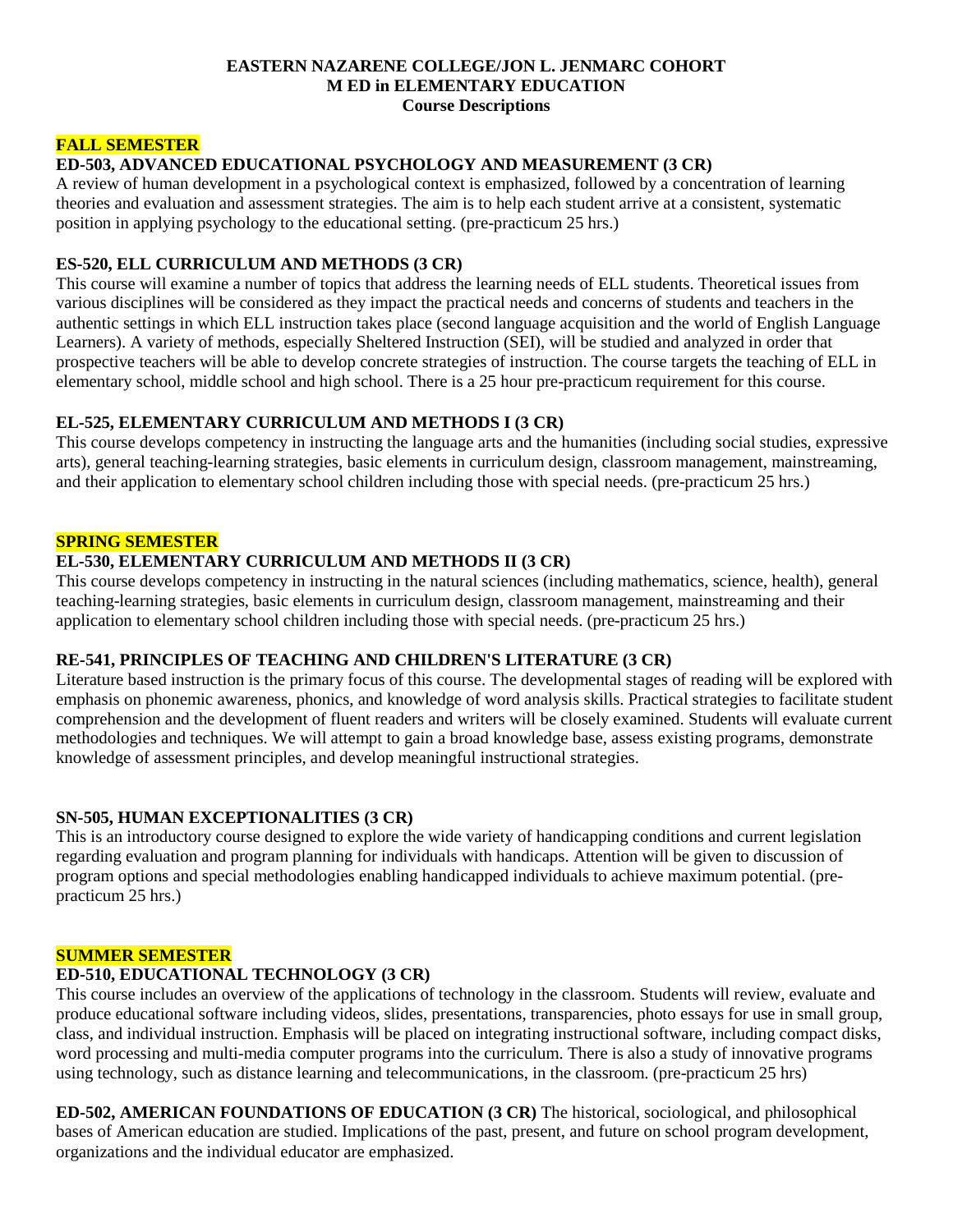**EASTERN NAZARENE COLLEGE/JON L. JENMARC COHORT**
**M ED in ELEMENTARY EDUCATION**
**Course Descriptions**

## FALL SEMESTER

### ED-503, ADVANCED EDUCATIONAL PSYCHOLOGY AND MEASUREMENT (3 CR)

A review of human development in a psychological context is emphasized, followed by a concentration of learning theories and evaluation and assessment strategies. The aim is to help each student arrive at a consistent, systematic position in applying psychology to the educational setting. (pre-practicum 25 hrs.)

### ES-520, ELL CURRICULUM AND METHODS (3 CR)

This course will examine a number of topics that address the learning needs of ELL students. Theoretical issues from various disciplines will be considered as they impact the practical needs and concerns of students and teachers in the authentic settings in which ELL instruction takes place (second language acquisition and the world of English Language Learners). A variety of methods, especially Sheltered Instruction (SEI), will be studied and analyzed in order that prospective teachers will be able to develop concrete strategies of instruction. The course targets the teaching of ELL in elementary school, middle school and high school. There is a 25 hour pre-practicum requirement for this course.

### EL-525, ELEMENTARY CURRICULUM AND METHODS I (3 CR)

This course develops competency in instructing the language arts and the humanities (including social studies, expressive arts), general teaching-learning strategies, basic elements in curriculum design, classroom management, mainstreaming, and their application to elementary school children including those with special needs. (pre-practicum 25 hrs.)

## SPRING SEMESTER

### EL-530, ELEMENTARY CURRICULUM AND METHODS II (3 CR)

This course develops competency in instructing in the natural sciences (including mathematics, science, health), general teaching-learning strategies, basic elements in curriculum design, classroom management, mainstreaming and their application to elementary school children including those with special needs. (pre-practicum 25 hrs.)

### RE-541, PRINCIPLES OF TEACHING AND CHILDREN'S LITERATURE (3 CR)

Literature based instruction is the primary focus of this course. The developmental stages of reading will be explored with emphasis on phonemic awareness, phonics, and knowledge of word analysis skills. Practical strategies to facilitate student comprehension and the development of fluent readers and writers will be closely examined. Students will evaluate current methodologies and techniques. We will attempt to gain a broad knowledge base, assess existing programs, demonstrate knowledge of assessment principles, and develop meaningful instructional strategies.

### SN-505, HUMAN EXCEPTIONALITIES (3 CR)

This is an introductory course designed to explore the wide variety of handicapping conditions and current legislation regarding evaluation and program planning for individuals with handicaps. Attention will be given to discussion of program options and special methodologies enabling handicapped individuals to achieve maximum potential. (pre-practicum 25 hrs.)

## SUMMER SEMESTER

### ED-510, EDUCATIONAL TECHNOLOGY (3 CR)

This course includes an overview of the applications of technology in the classroom. Students will review, evaluate and produce educational software including videos, slides, presentations, transparencies, photo essays for use in small group, class, and individual instruction. Emphasis will be placed on integrating instructional software, including compact disks, word processing and multi-media computer programs into the curriculum. There is also a study of innovative programs using technology, such as distance learning and telecommunications, in the classroom. (pre-practicum 25 hrs)

**ED-502, AMERICAN FOUNDATIONS OF EDUCATION (3 CR)** The historical, sociological, and philosophical bases of American education are studied. Implications of the past, present, and future on school program development, organizations and the individual educator are emphasized.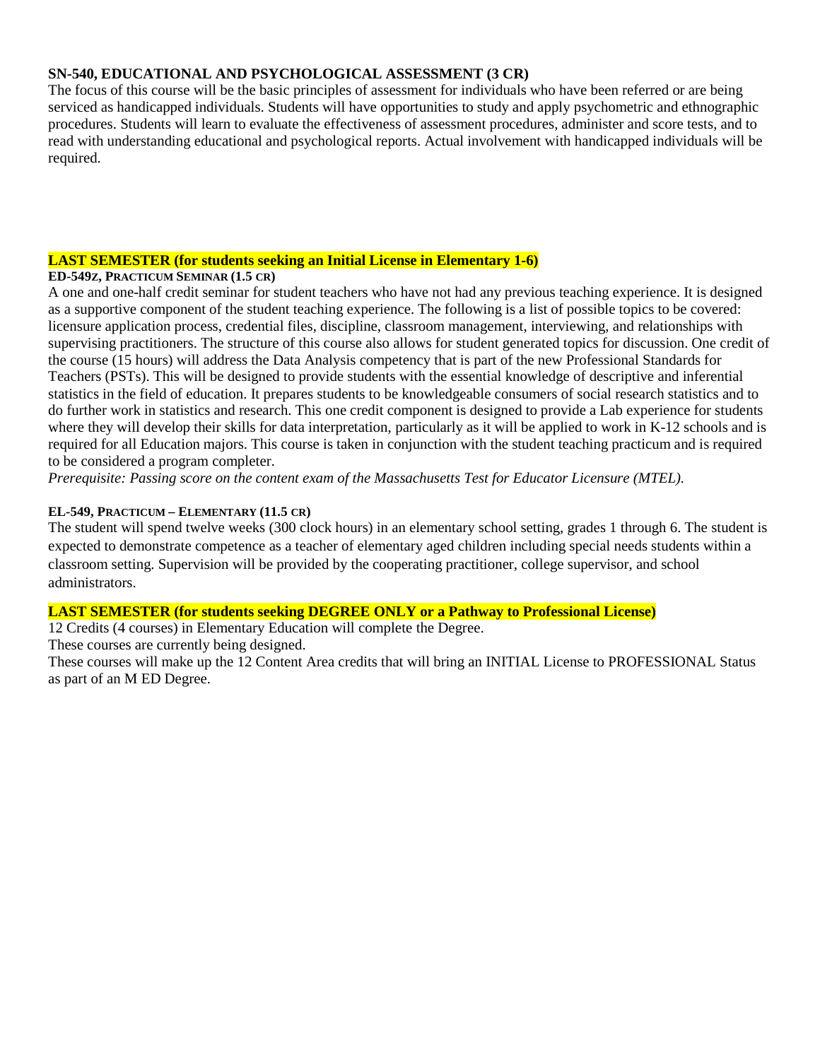**SN-540, EDUCATIONAL AND PSYCHOLOGICAL ASSESSMENT (3 CR)**

The focus of this course will be the basic principles of assessment for individuals who have been referred or are being serviced as handicapped individuals. Students will have opportunities to study and apply psychometric and ethnographic procedures. Students will learn to evaluate the effectiveness of assessment procedures, administer and score tests, and to read with understanding educational and psychological reports. Actual involvement with handicapped individuals will be required.

**LAST SEMESTER (for students seeking an Initial License in Elementary 1-6)**

**ED-549Z, PRACTICUM SEMINAR (1.5 CR)**

A one and one-half credit seminar for student teachers who have not had any previous teaching experience. It is designed as a supportive component of the student teaching experience. The following is a list of possible topics to be covered: licensure application process, credential files, discipline, classroom management, interviewing, and relationships with supervising practitioners. The structure of this course also allows for student generated topics for discussion. One credit of the course (15 hours) will address the Data Analysis competency that is part of the new Professional Standards for Teachers (PSTs). This will be designed to provide students with the essential knowledge of descriptive and inferential statistics in the field of education. It prepares students to be knowledgeable consumers of social research statistics and to do further work in statistics and research. This one credit component is designed to provide a Lab experience for students where they will develop their skills for data interpretation, particularly as it will be applied to work in K-12 schools and is required for all Education majors. This course is taken in conjunction with the student teaching practicum and is required to be considered a program completer.

*Prerequisite: Passing score on the content exam of the Massachusetts Test for Educator Licensure (MTEL).*

**EL-549, PRACTICUM – ELEMENTARY (11.5 CR)**

The student will spend twelve weeks (300 clock hours) in an elementary school setting, grades 1 through 6. The student is expected to demonstrate competence as a teacher of elementary aged children including special needs students within a classroom setting. Supervision will be provided by the cooperating practitioner, college supervisor, and school administrators.

**LAST SEMESTER (for students seeking DEGREE ONLY or a Pathway to Professional License)**

12 Credits (4 courses) in Elementary Education will complete the Degree.

These courses are currently being designed.

These courses will make up the 12 Content Area credits that will bring an INITIAL License to PROFESSIONAL Status as part of an M ED Degree.